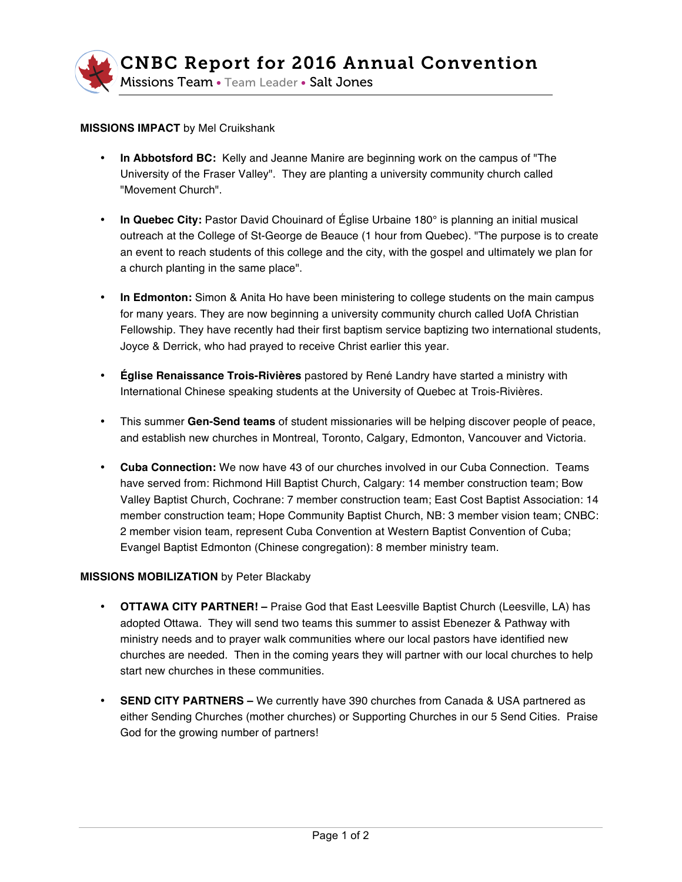# CNBC Report for 2016 Annual Convention

Missions Team • Team Leader • Salt Jones

**MISSIONS IMPACT** by Mel Cruikshank

- **In Abbotsford BC:** Kelly and Jeanne Manire are beginning work on the campus of "The University of the Fraser Valley". They are planting a university community church called "Movement Church".

- **In Quebec City:** Pastor David Chouinard of Église Urbaine 180° is planning an initial musical outreach at the College of St-George de Beauce (1 hour from Quebec). "The purpose is to create an event to reach students of this college and the city, with the gospel and ultimately we plan for a church planting in the same place".

- **In Edmonton:** Simon & Anita Ho have been ministering to college students on the main campus for many years. They are now beginning a university community church called UofA Christian Fellowship. They have recently had their first baptism service baptizing two international students, Joyce & Derrick, who had prayed to receive Christ earlier this year.

- **Église Renaissance Trois-Rivières** pastored by René Landry have started a ministry with International Chinese speaking students at the University of Quebec at Trois-Rivières.

- This summer **Gen-Send teams** of student missionaries will be helping discover people of peace, and establish new churches in Montreal, Toronto, Calgary, Edmonton, Vancouver and Victoria.

- **Cuba Connection:** We now have 43 of our churches involved in our Cuba Connection. Teams have served from: Richmond Hill Baptist Church, Calgary: 14 member construction team; Bow Valley Baptist Church, Cochrane: 7 member construction team; East Cost Baptist Association: 14 member construction team; Hope Community Baptist Church, NB: 3 member vision team; CNBC: 2 member vision team, represent Cuba Convention at Western Baptist Convention of Cuba; Evangel Baptist Edmonton (Chinese congregation): 8 member ministry team.

**MISSIONS MOBILIZATION** by Peter Blackaby

- **OTTAWA CITY PARTNER! –** Praise God that East Leesville Baptist Church (Leesville, LA) has adopted Ottawa. They will send two teams this summer to assist Ebenezer & Pathway with ministry needs and to prayer walk communities where our local pastors have identified new churches are needed. Then in the coming years they will partner with our local churches to help start new churches in these communities.

- **SEND CITY PARTNERS –** We currently have 390 churches from Canada & USA partnered as either Sending Churches (mother churches) or Supporting Churches in our 5 Send Cities. Praise God for the growing number of partners!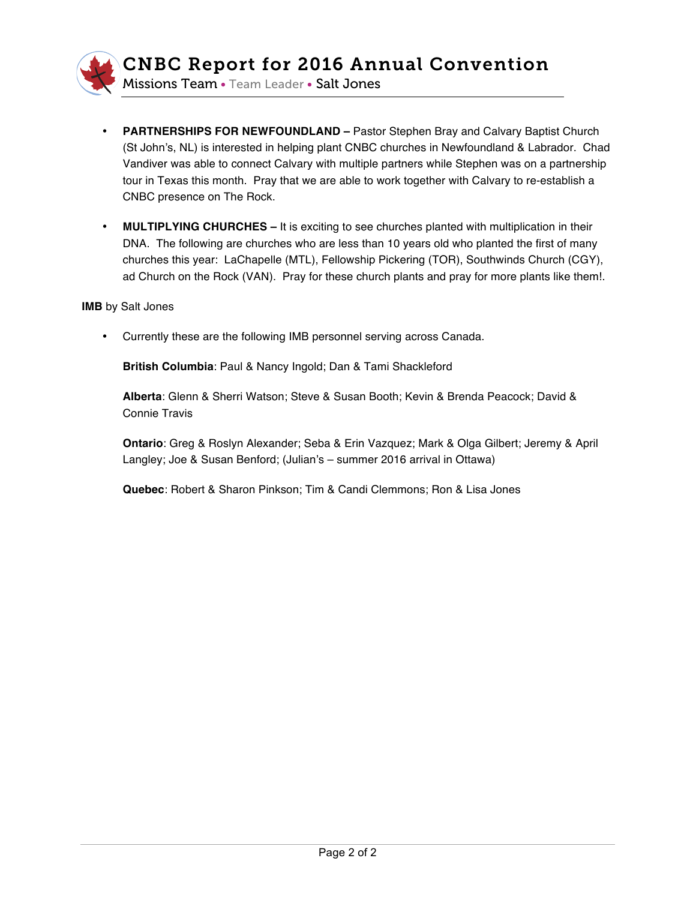- **PARTNERSHIPS FOR NEWFOUNDLAND –** Pastor Stephen Bray and Calvary Baptist Church (St John's, NL) is interested in helping plant CNBC churches in Newfoundland & Labrador. Chad Vandiver was able to connect Calvary with multiple partners while Stephen was on a partnership tour in Texas this month. Pray that we are able to work together with Calvary to re-establish a CNBC presence on The Rock.

- **MULTIPLYING CHURCHES –** It is exciting to see churches planted with multiplication in their DNA. The following are churches who are less than 10 years old who planted the first of many churches this year: LaChapelle (MTL), Fellowship Pickering (TOR), Southwinds Church (CGY), ad Church on the Rock (VAN). Pray for these church plants and pray for more plants like them!.

**IMB** by Salt Jones

- Currently these are the following IMB personnel serving across Canada.

  **British Columbia**: Paul & Nancy Ingold; Dan & Tami Shackleford

  **Alberta**: Glenn & Sherri Watson; Steve & Susan Booth; Kevin & Brenda Peacock; David & Connie Travis

  **Ontario**: Greg & Roslyn Alexander; Seba & Erin Vazquez; Mark & Olga Gilbert; Jeremy & April Langley; Joe & Susan Benford; (Julian's – summer 2016 arrival in Ottawa)

  **Quebec**: Robert & Sharon Pinkson; Tim & Candi Clemmons; Ron & Lisa Jones